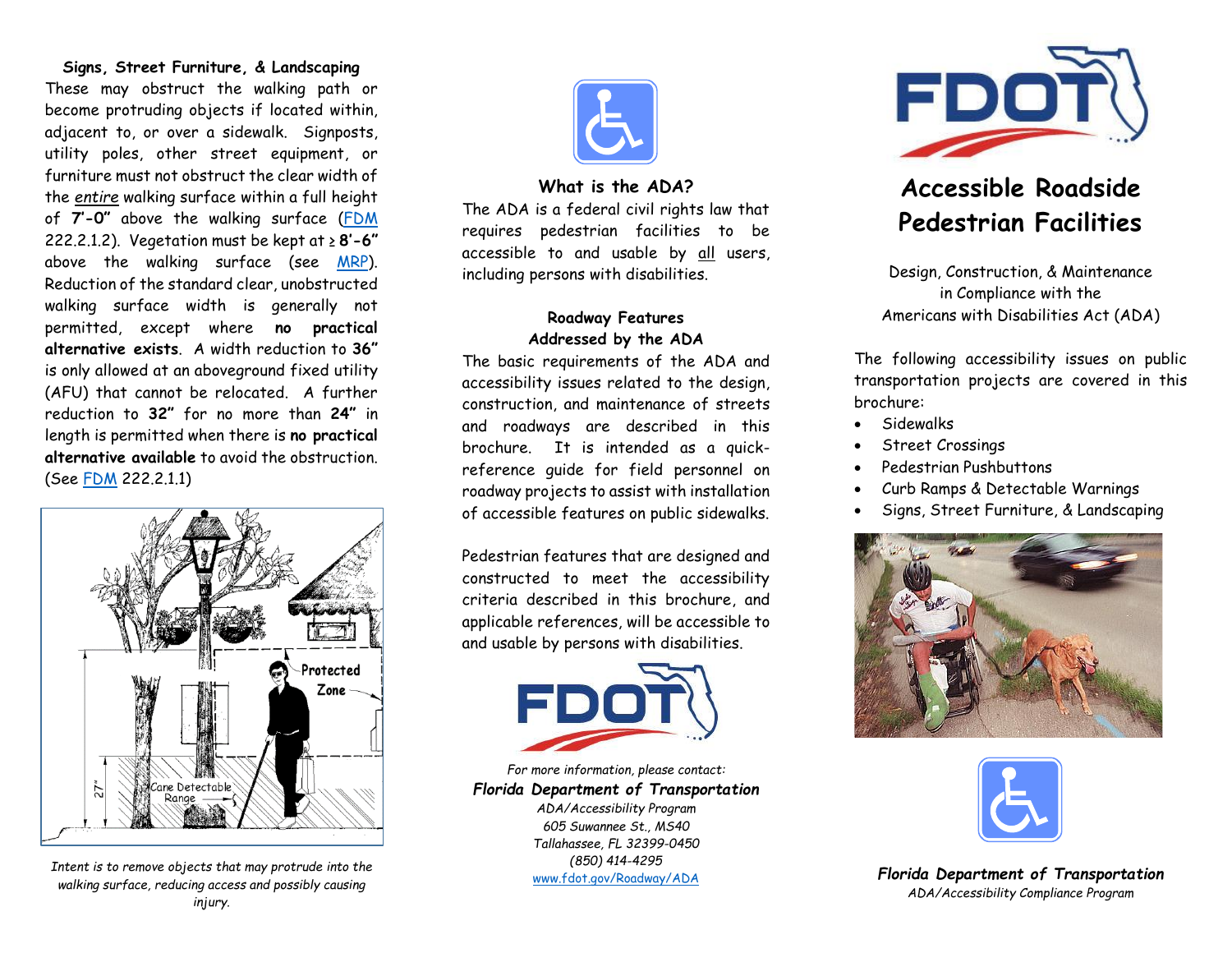## Signs, Street Furniture, & Landscaping

These may obstruct the walking path or become protruding objects if located within, adjacent to, or over a sidewalk. Signposts, utility poles, other street equipment, or furniture must not obstruct the clear width of the *entire* walking surface within a full height of **7'-0"** above the walking surface (FDM 222.2.1.2). Vegetation must be kept at ≥ **8'-6"** above the walking surface (see MRP). Reduction of the standard clear, unobstructed walking surface width is generally not permitted, except where **no practical alternative exists**. A width reduction to **36"** is only allowed at an aboveground fixed utility (AFU) that cannot be relocated. A further reduction to **32"** for no more than **24"** in length is permitted when there is **no practical alternative available** to avoid the obstruction. (See FDM 222.2.1.1)

*Intent is to remove objects that may protrude into the walking surface, reducing access and possibly causing injury.*

## What is the ADA?

The ADA is a federal civil rights law that requires pedestrian facilities to be accessible to and usable by all users, including persons with disabilities.

## Roadway Features Addressed by the ADA

The basic requirements of the ADA and accessibility issues related to the design, construction, and maintenance of streets and roadways are described in this brochure. It is intended as a quick-reference guide for field personnel on roadway projects to assist with installation of accessible features on public sidewalks.

Pedestrian features that are designed and constructed to meet the accessibility criteria described in this brochure, and applicable references, will be accessible to and usable by persons with disabilities.

*For more information, please contact:*

***Florida Department of Transportation***

*ADA/Accessibility Program*
*605 Suwannee St., MS40*
*Tallahassee, FL 32399-0450*
*(850) 414-4295*
www.fdot.gov/Roadway/ADA

# Accessible Roadside Pedestrian Facilities

Design, Construction, & Maintenance in Compliance with the Americans with Disabilities Act (ADA)

The following accessibility issues on public transportation projects are covered in this brochure:

- Sidewalks
- Street Crossings
- Pedestrian Pushbuttons
- Curb Ramps & Detectable Warnings
- Signs, Street Furniture, & Landscaping

***Florida Department of Transportation***

*ADA/Accessibility Compliance Program*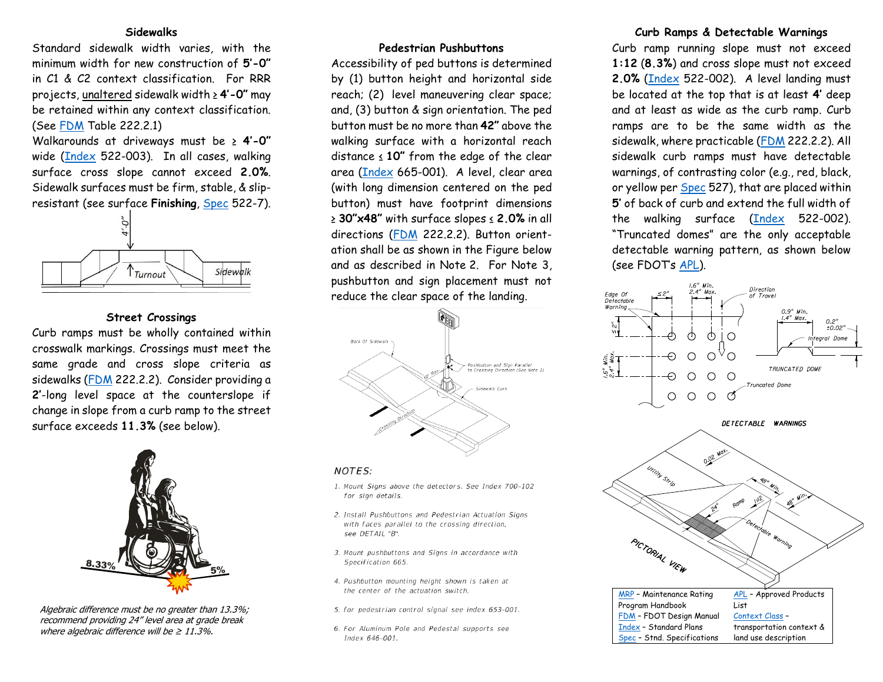### Sidewalks

Standard sidewalk width varies, with the minimum width for new construction of **5'-0"** in C1 & C2 context classification. For RRR projects, unaltered sidewalk width ≥ **4'-0"** may be retained within any context classification. (See FDM Table 222.2.1)

Walkarounds at driveways must be ≥ **4'-0"** wide (Index 522-003). In all cases, walking surface cross slope cannot exceed **2.0%**. Sidewalk surfaces must be firm, stable, & slip-resistant (see surface **Finishing**, Spec 522-7).

4'-0"

Turnout

Sidewalk

### Street Crossings

Curb ramps must be wholly contained within crosswalk markings. Crossings must meet the same grade and cross slope criteria as sidewalks (FDM 222.2.2). Consider providing a **2'**-long level space at the counterslope if change in slope from a curb ramp to the street surface exceeds **11.3%** (see below).

8.33%

5%

*Algebraic difference must be no greater than 13.3%; recommend providing 24" level area at grade break where algebraic difference will be ≥ 11.3%.*

### Pedestrian Pushbuttons

Accessibility of ped buttons is determined by (1) button height and horizontal side reach; (2) level maneuvering clear space; and, (3) button & sign orientation. The ped button must be no more than **42"** above the walking surface with a horizontal reach distance ≤ **10"** from the edge of the clear area (Index 665-001). A level, clear area (with long dimension centered on the ped button) must have footprint dimensions ≥ **30"x48"** with surface slopes ≤ **2.0%** in all directions (FDM 222.2.2). Button orientation shall be as shown in the Figure below and as described in Note 2. For Note 3, pushbutton and sign placement must not reduce the clear space of the landing.

Back Of Sidewalk

10" Max.

Pushbutton and Sign Parallel to Crossing Direction (See Note 2)

Sidewalk Curb

Crossing Direction

*NOTES:*

1. *Mount Signs above the detectors. See Index 700-102 for sign details.*
2. *Install Pushbuttons and Pedestrian Actuation Signs with faces parallel to the crossing direction, see DETAIL "B".*
3. *Mount pushbuttons and Signs in accordance with Specification 665.*
4. *Pushbutton mounting height shown is taken at the center of the actuation switch.*
5. *For pedestrian control signal see index 653-001.*
6. *For Aluminum Pole and Pedestal supports see Index 646-001.*

### Curb Ramps & Detectable Warnings

Curb ramp running slope must not exceed **1:12** (**8.3%**) and cross slope must not exceed **2.0%** (Index 522-002). A level landing must be located at the top that is at least **4'** deep and at least as wide as the curb ramp. Curb ramps are to be the same width as the sidewalk, where practicable (FDM 222.2.2). All sidewalk curb ramps must have detectable warnings, of contrasting color (e.g., red, black, or yellow per Spec 527), that are placed within **5'** of back of curb and extend the full width of the walking surface (Index 522-002). "Truncated domes" are the only acceptable detectable warning pattern, as shown below (see FDOT's APL).

Edge Of Detectable Warning

≤2"

1.6" Min. 2.4" Max.

Direction of Travel

0.9" Min. 1.4" Max.

0.2" ±0.02"

Integral Dome

≤2"

1.6" Min. 2.4" Max.

TRUNCATED DOME

Truncated Dome

*DETECTABLE WARNINGS*

0.02 Max.

Utility Strip

48" Min.

48" Min.

Ramp

1:12

24"

Detectable Warning

PICTORIAL VIEW

| | |
|---|---|
| MRP – Maintenance Rating Program Handbook | APL – Approved Products List |
| FDM – FDOT Design Manual | Context Class – transportation context & land use description |
| Index – Standard Plans | |
| Spec – Stnd. Specifications | |